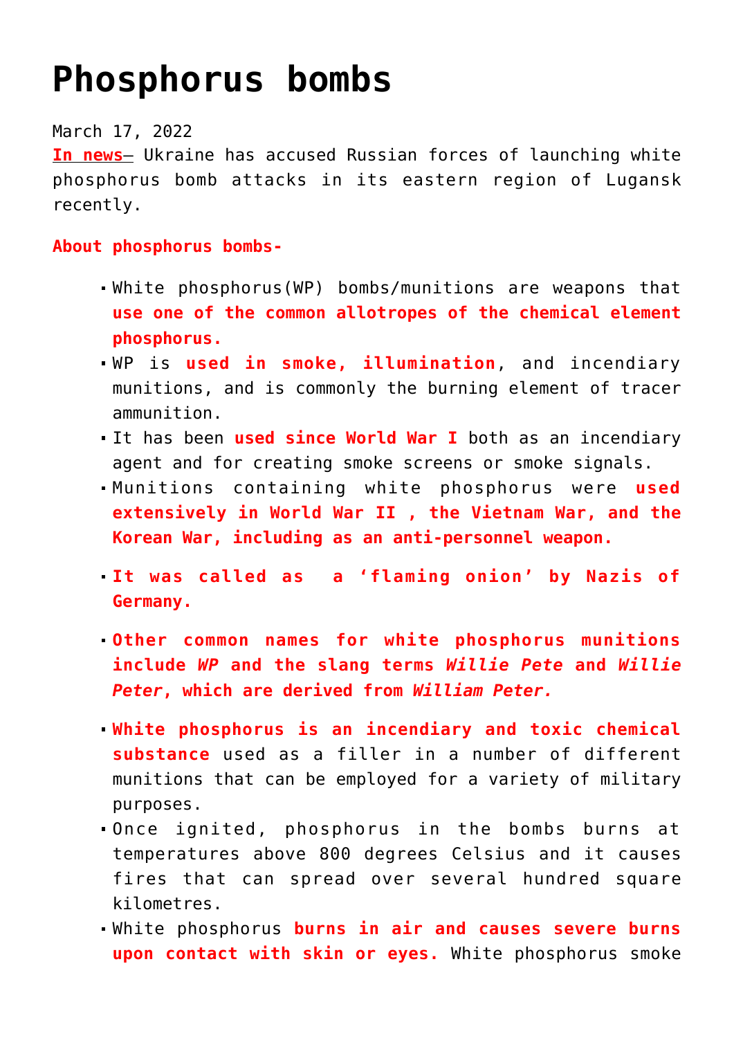# Phosphorus bombs

March 17, 2022

**In news**– Ukraine has accused Russian forces of launching white phosphorus bomb attacks in its eastern region of Lugansk recently.

**About phosphorus bombs-**

- White phosphorus(WP) bombs/munitions are weapons that **use one of the common allotropes of the chemical element phosphorus.**
- WP is **used in smoke, illumination**, and incendiary munitions, and is commonly the burning element of tracer ammunition.
- It has been **used since World War I** both as an incendiary agent and for creating smoke screens or smoke signals.
- Munitions containing white phosphorus were **used extensively in World War II , the Vietnam War, and the Korean War, including as an anti-personnel weapon.**
- **It was called as a 'flaming onion' by Nazis of Germany.**
- **Other common names for white phosphorus munitions include *WP* and the slang terms *Willie Pete* and *Willie Peter*, which are derived from *William Peter.***
- **White phosphorus is an incendiary and toxic chemical substance** used as a filler in a number of different munitions that can be employed for a variety of military purposes.
- Once ignited, phosphorus in the bombs burns at temperatures above 800 degrees Celsius and it causes fires that can spread over several hundred square kilometres.
- White phosphorus **burns in air and causes severe burns upon contact with skin or eyes.** White phosphorus smoke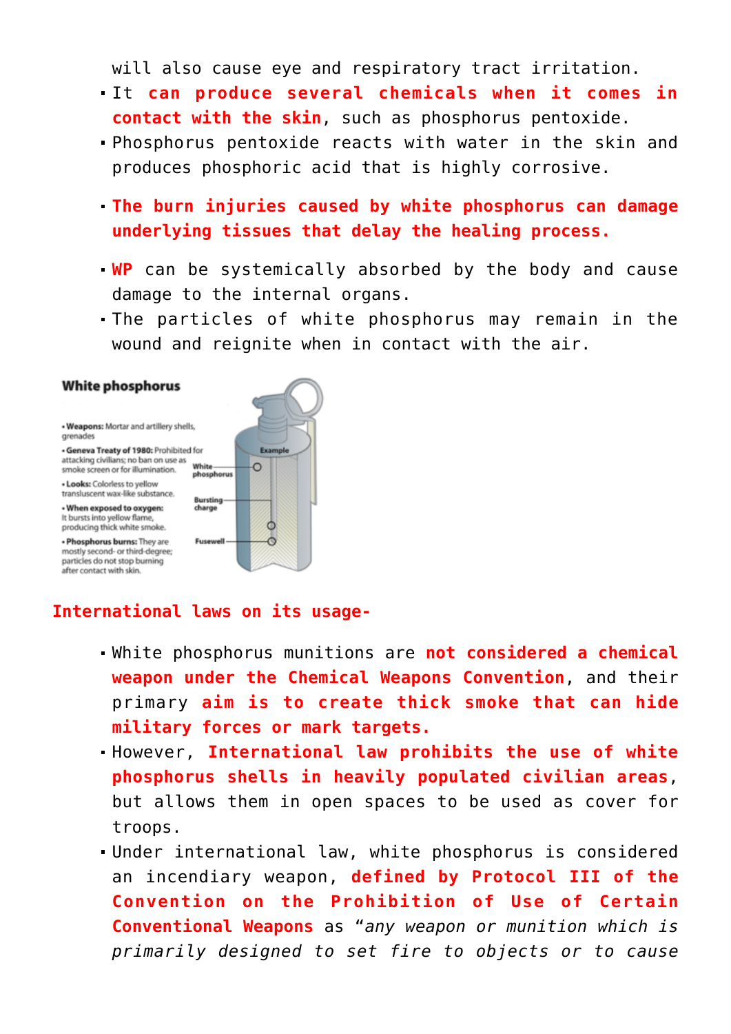will also cause eye and respiratory tract irritation.

- It **can produce several chemicals when it comes in contact with the skin**, such as phosphorus pentoxide.
- Phosphorus pentoxide reacts with water in the skin and produces phosphoric acid that is highly corrosive.
- **The burn injuries caused by white phosphorus can damage underlying tissues that delay the healing process.**
- **WP** can be systemically absorbed by the body and cause damage to the internal organs.
- The particles of white phosphorus may remain in the wound and reignite when in contact with the air.

**White phosphorus**

- **Weapons:** Mortar and artillery shells, grenades
- **Geneva Treaty of 1980:** Prohibited for attacking civilians; no ban on use as smoke screen or for illumination.
- **Looks:** Colorless to yellow translucent wax-like substance.
- **When exposed to oxygen:** It bursts into yellow flame, producing thick white smoke.
- **Phosphorus burns:** They are mostly second- or third-degree; particles do not stop burning after contact with skin.

Example: White phosphorus; Bursting charge; Fusewell

**International laws on its usage-**

- White phosphorus munitions are **not considered a chemical weapon under the Chemical Weapons Convention**, and their primary **aim is to create thick smoke that can hide military forces or mark targets.**
- However, **International law prohibits the use of white phosphorus shells in heavily populated civilian areas**, but allows them in open spaces to be used as cover for troops.
- Under international law, white phosphorus is considered an incendiary weapon, **defined by Protocol III of the Convention on the Prohibition of Use of Certain Conventional Weapons** as "*any weapon or munition which is primarily designed to set fire to objects or to cause*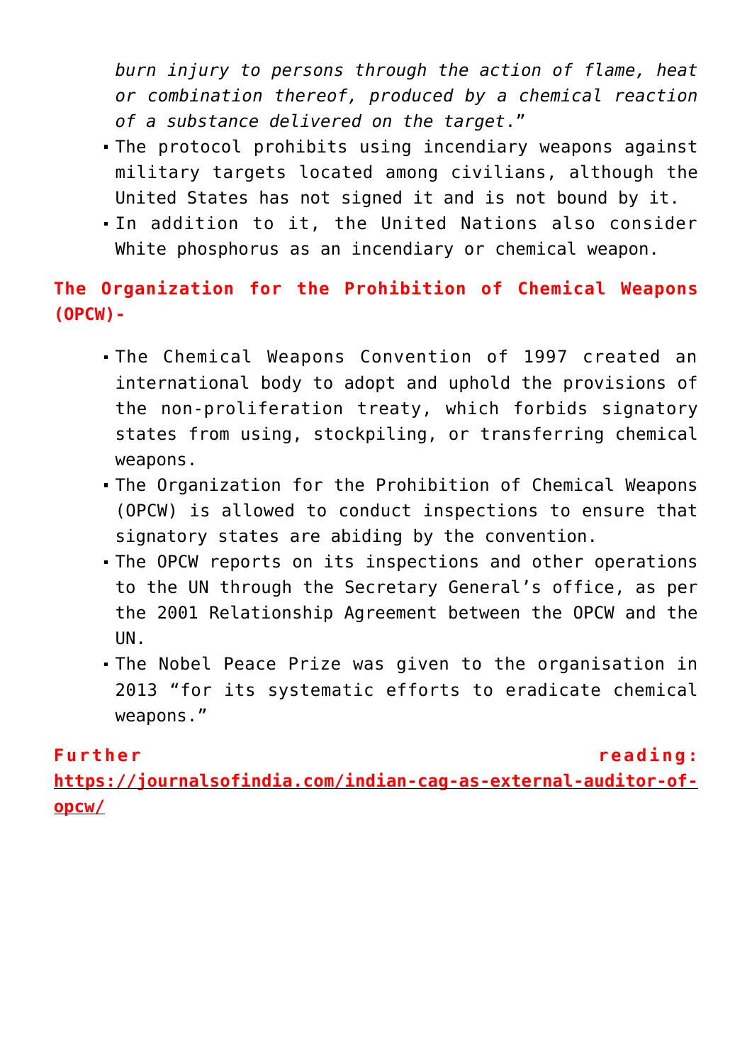*burn injury to persons through the action of flame, heat or combination thereof, produced by a chemical reaction of a substance delivered on the target*."

- The protocol prohibits using incendiary weapons against military targets located among civilians, although the United States has not signed it and is not bound by it.
- In addition to it, the United Nations also consider White phosphorus as an incendiary or chemical weapon.

**The Organization for the Prohibition of Chemical Weapons (OPCW)-**

- The Chemical Weapons Convention of 1997 created an international body to adopt and uphold the provisions of the non-proliferation treaty, which forbids signatory states from using, stockpiling, or transferring chemical weapons.
- The Organization for the Prohibition of Chemical Weapons (OPCW) is allowed to conduct inspections to ensure that signatory states are abiding by the convention.
- The OPCW reports on its inspections and other operations to the UN through the Secretary General's office, as per the 2001 Relationship Agreement between the OPCW and the UN.
- The Nobel Peace Prize was given to the organisation in 2013 "for its systematic efforts to eradicate chemical weapons."

**Further reading: https://journalsofindia.com/indian-cag-as-external-auditor-of-opcw/**